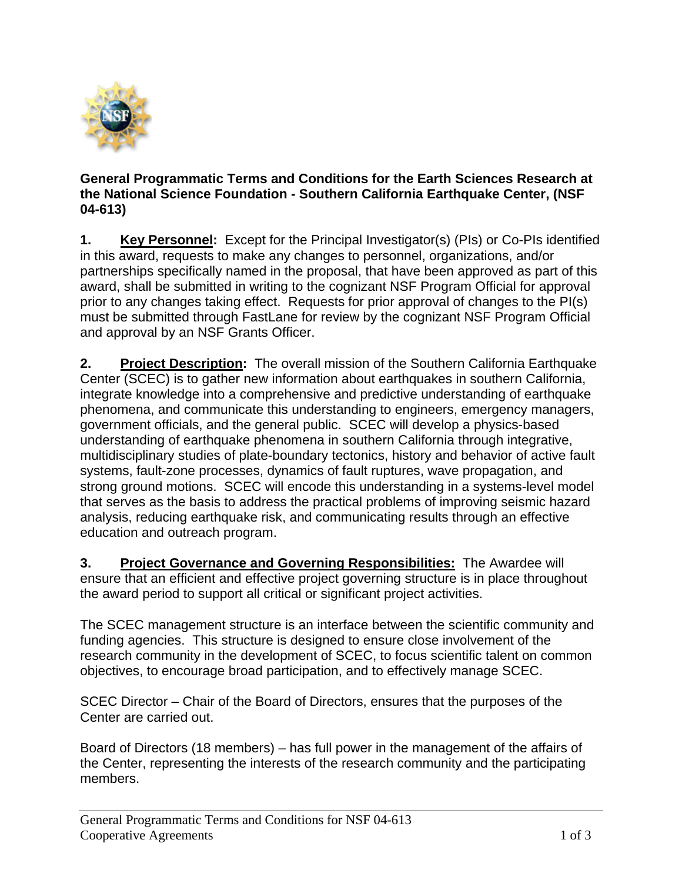**General Programmatic Terms and Conditions for the Earth Sciences Research at the National Science Foundation - Southern California Earthquake Center, (NSF 04-613)**

**1. Key Personnel:** Except for the Principal Investigator(s) (PIs) or Co-PIs identified in this award, requests to make any changes to personnel, organizations, and/or partnerships specifically named in the proposal, that have been approved as part of this award, shall be submitted in writing to the cognizant NSF Program Official for approval prior to any changes taking effect. Requests for prior approval of changes to the PI(s) must be submitted through FastLane for review by the cognizant NSF Program Official and approval by an NSF Grants Officer.

**2. Project Description:** The overall mission of the Southern California Earthquake Center (SCEC) is to gather new information about earthquakes in southern California, integrate knowledge into a comprehensive and predictive understanding of earthquake phenomena, and communicate this understanding to engineers, emergency managers, government officials, and the general public. SCEC will develop a physics-based understanding of earthquake phenomena in southern California through integrative, multidisciplinary studies of plate-boundary tectonics, history and behavior of active fault systems, fault-zone processes, dynamics of fault ruptures, wave propagation, and strong ground motions. SCEC will encode this understanding in a systems-level model that serves as the basis to address the practical problems of improving seismic hazard analysis, reducing earthquake risk, and communicating results through an effective education and outreach program.

**3. Project Governance and Governing Responsibilities:** The Awardee will ensure that an efficient and effective project governing structure is in place throughout the award period to support all critical or significant project activities.

The SCEC management structure is an interface between the scientific community and funding agencies. This structure is designed to ensure close involvement of the research community in the development of SCEC, to focus scientific talent on common objectives, to encourage broad participation, and to effectively manage SCEC.

SCEC Director – Chair of the Board of Directors, ensures that the purposes of the Center are carried out.

Board of Directors (18 members) – has full power in the management of the affairs of the Center, representing the interests of the research community and the participating members.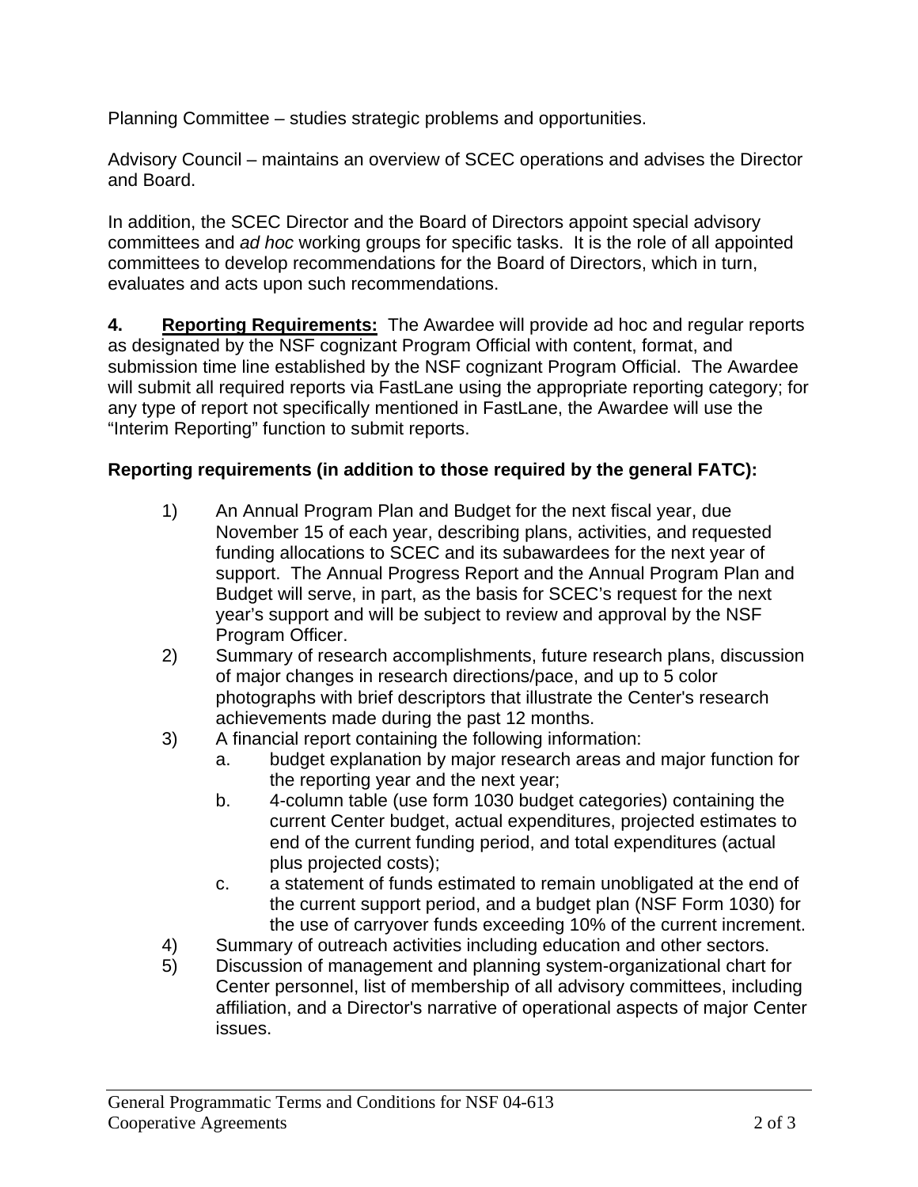Planning Committee – studies strategic problems and opportunities.

Advisory Council – maintains an overview of SCEC operations and advises the Director and Board.

In addition, the SCEC Director and the Board of Directors appoint special advisory committees and *ad hoc* working groups for specific tasks. It is the role of all appointed committees to develop recommendations for the Board of Directors, which in turn, evaluates and acts upon such recommendations.

**4.** **Reporting Requirements:** The Awardee will provide ad hoc and regular reports as designated by the NSF cognizant Program Official with content, format, and submission time line established by the NSF cognizant Program Official. The Awardee will submit all required reports via FastLane using the appropriate reporting category; for any type of report not specifically mentioned in FastLane, the Awardee will use the "Interim Reporting" function to submit reports.

**Reporting requirements (in addition to those required by the general FATC):**

1) An Annual Program Plan and Budget for the next fiscal year, due November 15 of each year, describing plans, activities, and requested funding allocations to SCEC and its subawardees for the next year of support. The Annual Progress Report and the Annual Program Plan and Budget will serve, in part, as the basis for SCEC's request for the next year's support and will be subject to review and approval by the NSF Program Officer.
2) Summary of research accomplishments, future research plans, discussion of major changes in research directions/pace, and up to 5 color photographs with brief descriptors that illustrate the Center's research achievements made during the past 12 months.
3) A financial report containing the following information:
   a. budget explanation by major research areas and major function for the reporting year and the next year;
   b. 4-column table (use form 1030 budget categories) containing the current Center budget, actual expenditures, projected estimates to end of the current funding period, and total expenditures (actual plus projected costs);
   c. a statement of funds estimated to remain unobligated at the end of the current support period, and a budget plan (NSF Form 1030) for the use of carryover funds exceeding 10% of the current increment.
4) Summary of outreach activities including education and other sectors.
5) Discussion of management and planning system-organizational chart for Center personnel, list of membership of all advisory committees, including affiliation, and a Director's narrative of operational aspects of major Center issues.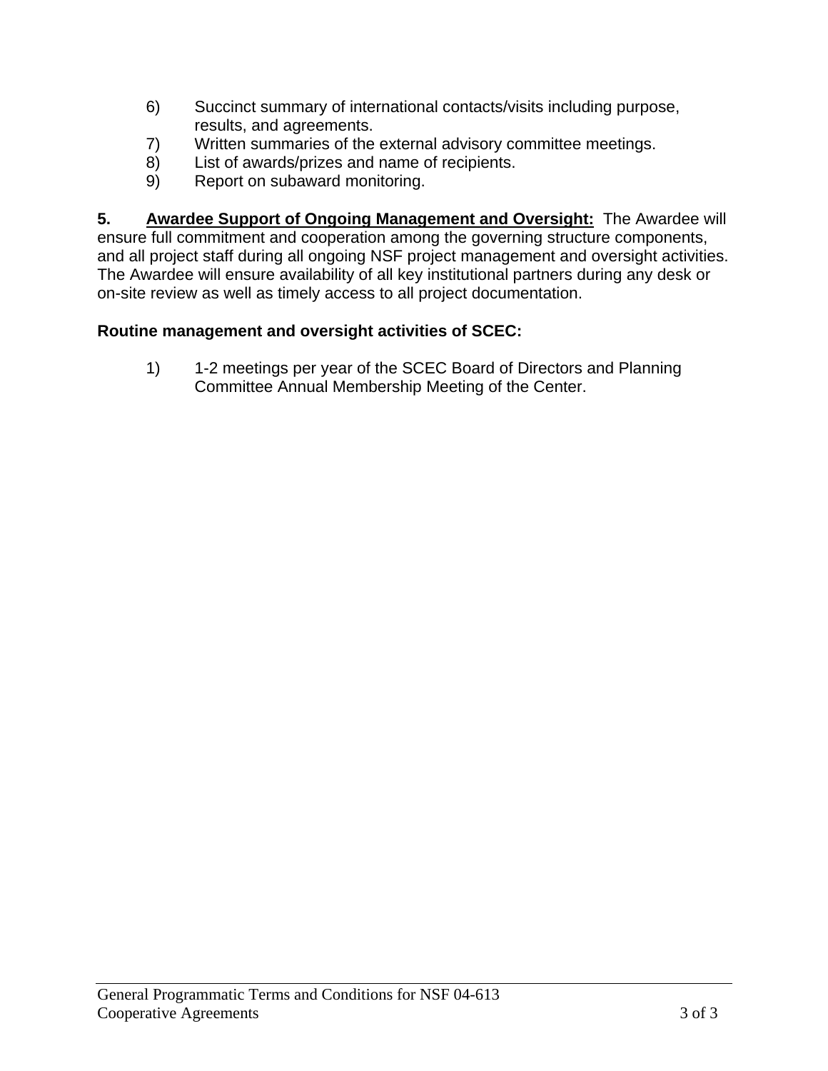6) Succinct summary of international contacts/visits including purpose, results, and agreements.
7) Written summaries of the external advisory committee meetings.
8) List of awards/prizes and name of recipients.
9) Report on subaward monitoring.

**5. <u>Awardee Support of Ongoing Management and Oversight:</u>** The Awardee will ensure full commitment and cooperation among the governing structure components, and all project staff during all ongoing NSF project management and oversight activities. The Awardee will ensure availability of all key institutional partners during any desk or on-site review as well as timely access to all project documentation.

**Routine management and oversight activities of SCEC:**

1) 1-2 meetings per year of the SCEC Board of Directors and Planning Committee Annual Membership Meeting of the Center.